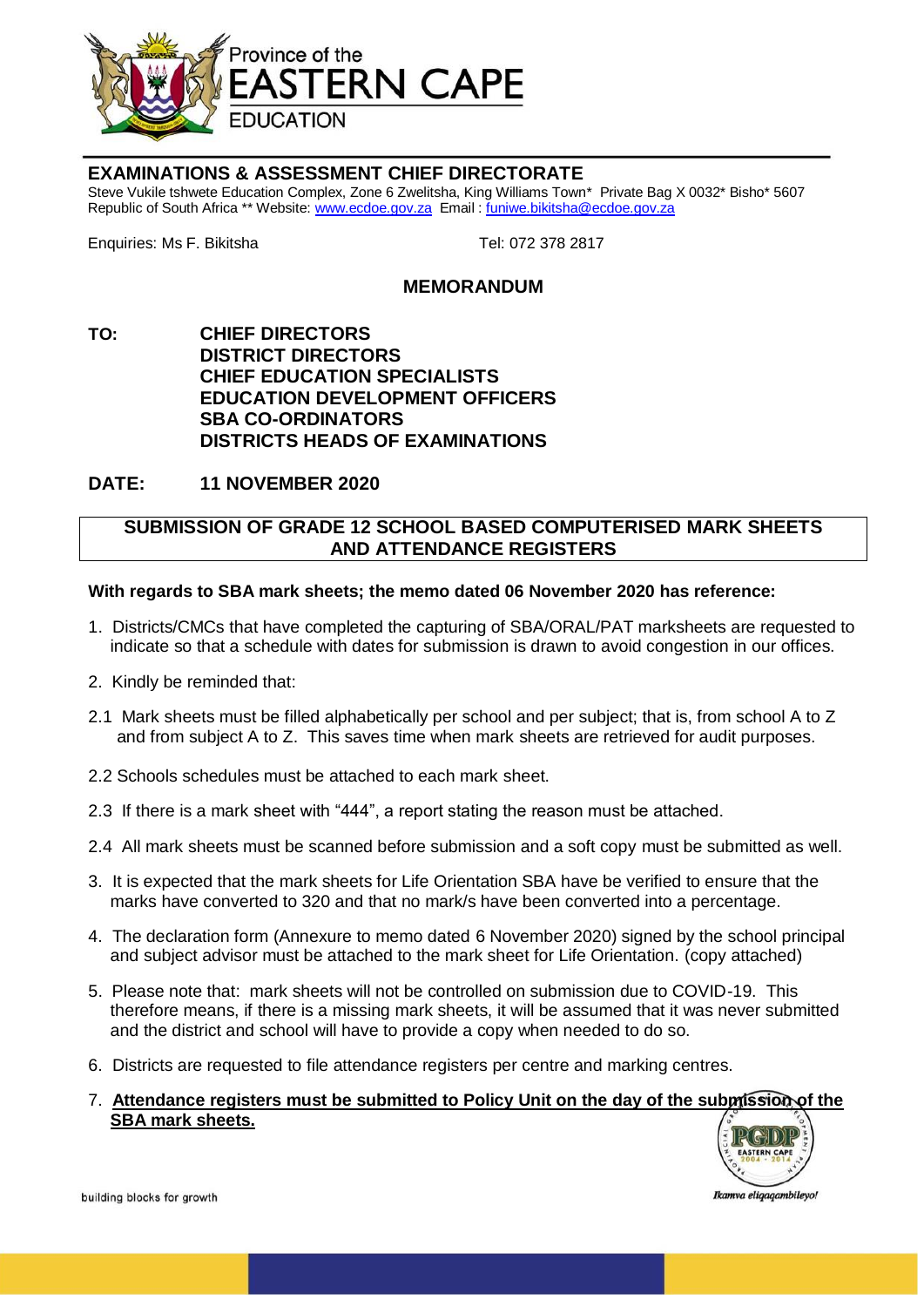Province of the
EASTERN CAPE
EDUCATION

## EXAMINATIONS & ASSESSMENT CHIEF DIRECTORATE

Steve Vukile tshwete Education Complex, Zone 6 Zwelitsha, King Williams Town* Private Bag X 0032* Bisho* 5607
Republic of South Africa ** Website: www.ecdoe.gov.za Email : funiwe.bikitsha@ecdoe.gov.za

Enquiries: Ms F. Bikitsha Tel: 072 378 2817

## MEMORANDUM

**TO:** **CHIEF DIRECTORS**
**DISTRICT DIRECTORS**
**CHIEF EDUCATION SPECIALISTS**
**EDUCATION DEVELOPMENT OFFICERS**
**SBA CO-ORDINATORS**
**DISTRICTS HEADS OF EXAMINATIONS**

**DATE:** **11 NOVEMBER 2020**

### SUBMISSION OF GRADE 12 SCHOOL BASED COMPUTERISED MARK SHEETS AND ATTENDANCE REGISTERS

**With regards to SBA mark sheets; the memo dated 06 November 2020 has reference:**

1. Districts/CMCs that have completed the capturing of SBA/ORAL/PAT marksheets are requested to indicate so that a schedule with dates for submission is drawn to avoid congestion in our offices.

2. Kindly be reminded that:

2.1 Mark sheets must be filled alphabetically per school and per subject; that is, from school A to Z and from subject A to Z. This saves time when mark sheets are retrieved for audit purposes.

2.2 Schools schedules must be attached to each mark sheet.

2.3 If there is a mark sheet with "444", a report stating the reason must be attached.

2.4 All mark sheets must be scanned before submission and a soft copy must be submitted as well.

3. It is expected that the mark sheets for Life Orientation SBA have be verified to ensure that the marks have converted to 320 and that no mark/s have been converted into a percentage.

4. The declaration form (Annexure to memo dated 6 November 2020) signed by the school principal and subject advisor must be attached to the mark sheet for Life Orientation. (copy attached)

5. Please note that: mark sheets will not be controlled on submission due to COVID-19. This therefore means, if there is a missing mark sheets, it will be assumed that it was never submitted and the district and school will have to provide a copy when needed to do so.

6. Districts are requested to file attendance registers per centre and marking centres.

7. **Attendance registers must be submitted to Policy Unit on the day of the submission of the SBA mark sheets.**

building blocks for growth

*Ikamva eliqaqambileyo!*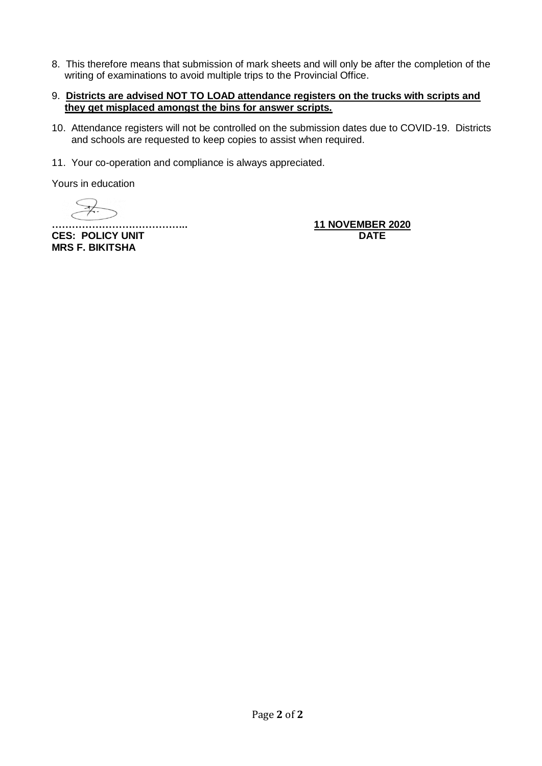8. This therefore means that submission of mark sheets and will only be after the completion of the writing of examinations to avoid multiple trips to the Provincial Office.

9. **Districts are advised NOT TO LOAD attendance registers on the trucks with scripts and they get misplaced amongst the bins for answer scripts.**

10. Attendance registers will not be controlled on the submission dates due to COVID-19. Districts and schools are requested to keep copies to assist when required.

11. Your co-operation and compliance is always appreciated.

Yours in education

**…………………………………..** **11 NOVEMBER 2020**

**CES: POLICY UNIT** **DATE**

**MRS F. BIKITSHA**